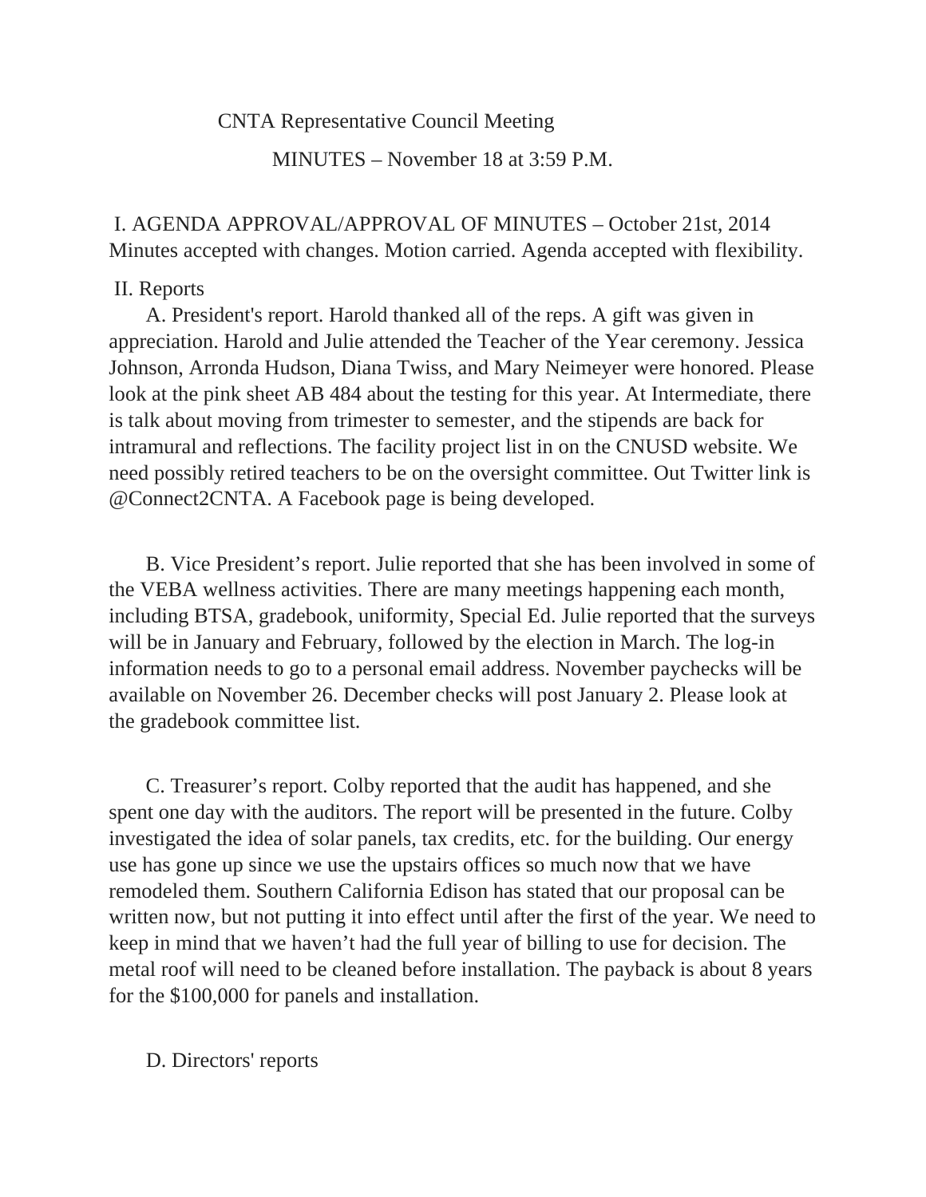# CNTA Representative Council Meeting

## MINUTES – November 18 at 3:59 P.M.

I. AGENDA APPROVAL/APPROVAL OF MINUTES – October 21st, 2014
Minutes accepted with changes. Motion carried. Agenda accepted with flexibility.

II. Reports

A. President's report. Harold thanked all of the reps. A gift was given in appreciation. Harold and Julie attended the Teacher of the Year ceremony. Jessica Johnson, Arronda Hudson, Diana Twiss, and Mary Neimeyer were honored. Please look at the pink sheet AB 484 about the testing for this year. At Intermediate, there is talk about moving from trimester to semester, and the stipends are back for intramural and reflections. The facility project list in on the CNUSD website. We need possibly retired teachers to be on the oversight committee. Out Twitter link is @Connect2CNTA. A Facebook page is being developed.

B. Vice President's report. Julie reported that she has been involved in some of the VEBA wellness activities. There are many meetings happening each month, including BTSA, gradebook, uniformity, Special Ed. Julie reported that the surveys will be in January and February, followed by the election in March. The log-in information needs to go to a personal email address. November paychecks will be available on November 26. December checks will post January 2. Please look at the gradebook committee list.

C. Treasurer's report. Colby reported that the audit has happened, and she spent one day with the auditors. The report will be presented in the future. Colby investigated the idea of solar panels, tax credits, etc. for the building. Our energy use has gone up since we use the upstairs offices so much now that we have remodeled them. Southern California Edison has stated that our proposal can be written now, but not putting it into effect until after the first of the year. We need to keep in mind that we haven't had the full year of billing to use for decision. The metal roof will need to be cleaned before installation. The payback is about 8 years for the $100,000 for panels and installation.

D. Directors' reports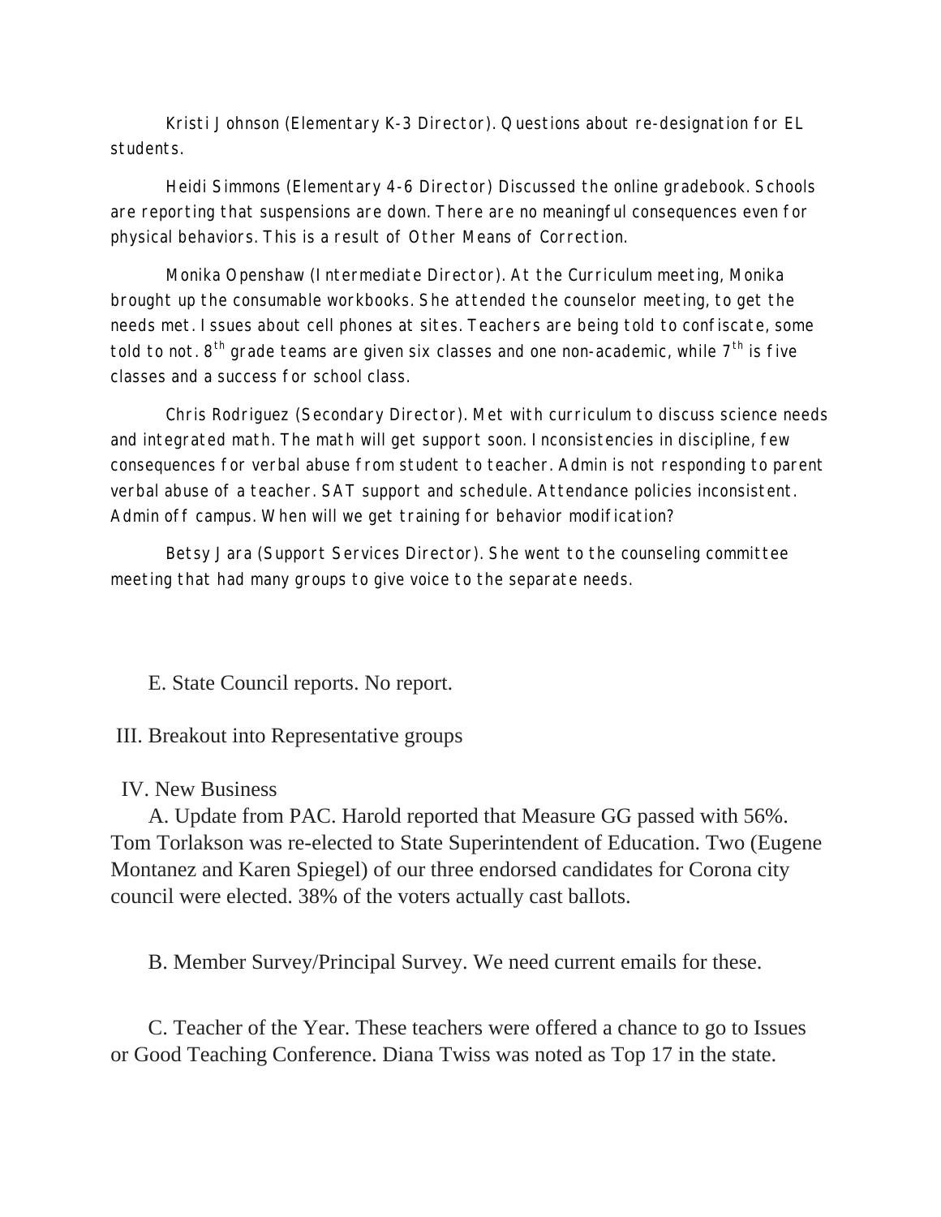Kristi Johnson (Elementary K-3 Director). Questions about re-designation for EL students.

Heidi Simmons (Elementary 4-6 Director) Discussed the online gradebook. Schools are reporting that suspensions are down. There are no meaningful consequences even for physical behaviors. This is a result of Other Means of Correction.

Monika Openshaw (Intermediate Director). At the Curriculum meeting, Monika brought up the consumable workbooks. She attended the counselor meeting, to get the needs met. Issues about cell phones at sites. Teachers are being told to confiscate, some told to not. 8th grade teams are given six classes and one non-academic, while 7th is five classes and a success for school class.

Chris Rodriguez (Secondary Director). Met with curriculum to discuss science needs and integrated math. The math will get support soon. Inconsistencies in discipline, few consequences for verbal abuse from student to teacher. Admin is not responding to parent verbal abuse of a teacher. SAT support and schedule. Attendance policies inconsistent. Admin off campus. When will we get training for behavior modification?

Betsy Jara (Support Services Director). She went to the counseling committee meeting that had many groups to give voice to the separate needs.

E. State Council reports. No report.

III. Breakout into Representative groups

IV. New Business

A. Update from PAC. Harold reported that Measure GG passed with 56%. Tom Torlakson was re-elected to State Superintendent of Education. Two (Eugene Montanez and Karen Spiegel) of our three endorsed candidates for Corona city council were elected. 38% of the voters actually cast ballots.

B. Member Survey/Principal Survey. We need current emails for these.

C. Teacher of the Year. These teachers were offered a chance to go to Issues or Good Teaching Conference. Diana Twiss was noted as Top 17 in the state.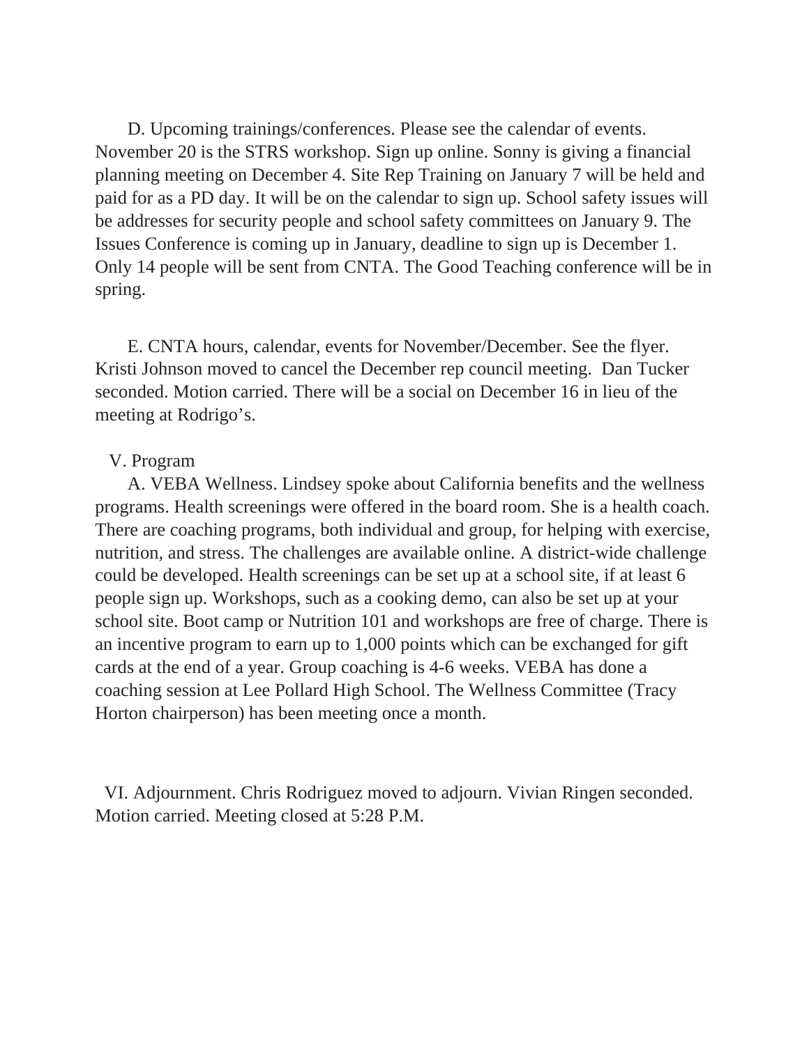D. Upcoming trainings/conferences. Please see the calendar of events. November 20 is the STRS workshop. Sign up online. Sonny is giving a financial planning meeting on December 4. Site Rep Training on January 7 will be held and paid for as a PD day. It will be on the calendar to sign up. School safety issues will be addresses for security people and school safety committees on January 9. The Issues Conference is coming up in January, deadline to sign up is December 1. Only 14 people will be sent from CNTA. The Good Teaching conference will be in spring.

E. CNTA hours, calendar, events for November/December. See the flyer. Kristi Johnson moved to cancel the December rep council meeting. Dan Tucker seconded. Motion carried. There will be a social on December 16 in lieu of the meeting at Rodrigo's.

V. Program

A. VEBA Wellness. Lindsey spoke about California benefits and the wellness programs. Health screenings were offered in the board room. She is a health coach. There are coaching programs, both individual and group, for helping with exercise, nutrition, and stress. The challenges are available online. A district-wide challenge could be developed. Health screenings can be set up at a school site, if at least 6 people sign up. Workshops, such as a cooking demo, can also be set up at your school site. Boot camp or Nutrition 101 and workshops are free of charge. There is an incentive program to earn up to 1,000 points which can be exchanged for gift cards at the end of a year. Group coaching is 4-6 weeks. VEBA has done a coaching session at Lee Pollard High School. The Wellness Committee (Tracy Horton chairperson) has been meeting once a month.

VI. Adjournment. Chris Rodriguez moved to adjourn. Vivian Ringen seconded. Motion carried. Meeting closed at 5:28 P.M.